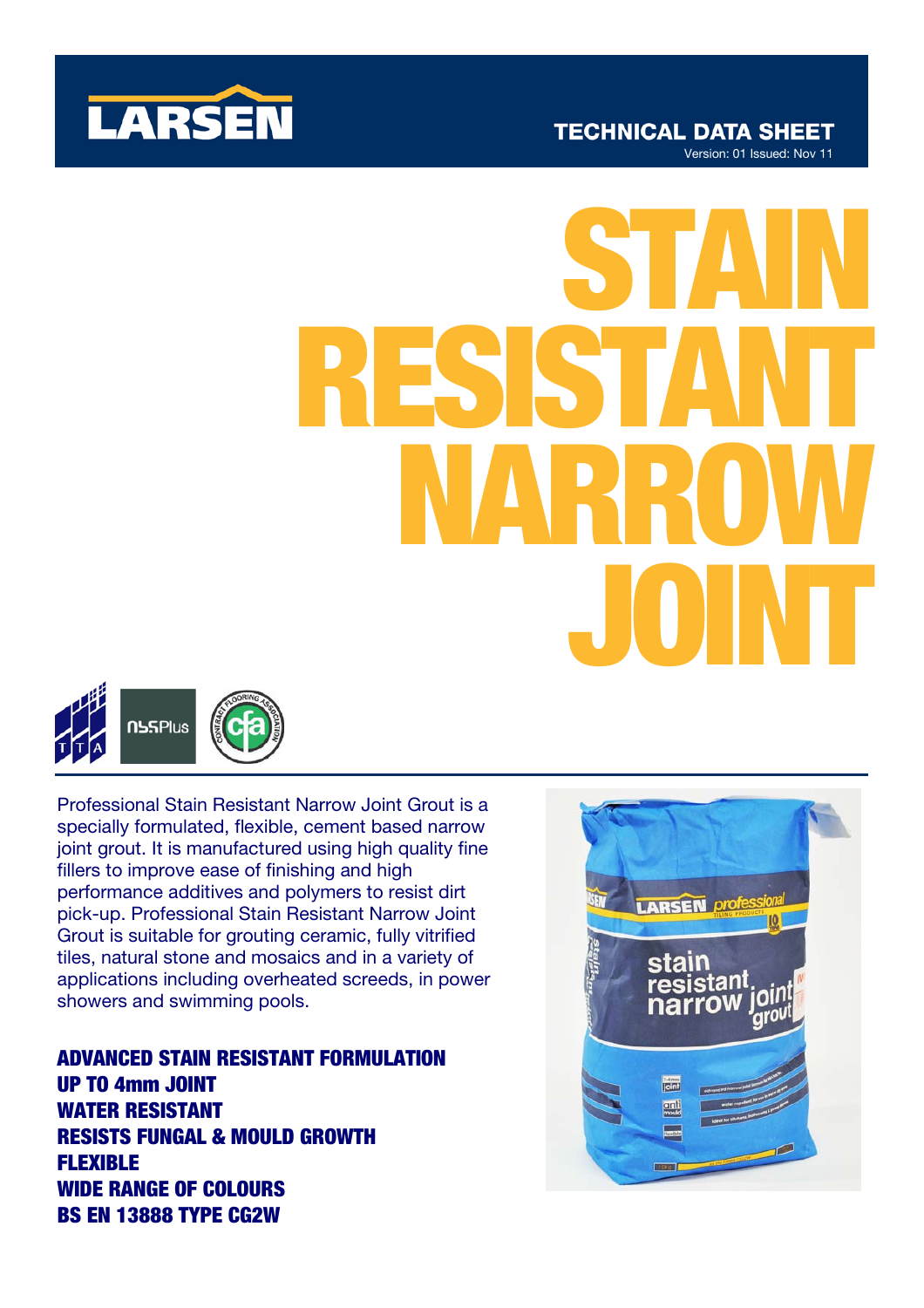LARSEN

TECHNICAL DATA SHEET

Version: 01 Issued: Nov 11

# STAIN RESISTANT NARROW JOINT

Professional Stain Resistant Narrow Joint Grout is a specially formulated, flexible, cement based narrow joint grout. It is manufactured using high quality fine fillers to improve ease of finishing and high performance additives and polymers to resist dirt pick-up. Professional Stain Resistant Narrow Joint Grout is suitable for grouting ceramic, fully vitrified tiles, natural stone and mosaics and in a variety of applications including overheated screeds, in power showers and swimming pools.

**ADVANCED STAIN RESISTANT FORMULATION**
**UP TO 4mm JOINT**
**WATER RESISTANT**
**RESISTS FUNGAL & MOULD GROWTH**
**FLEXIBLE**
**WIDE RANGE OF COLOURS**
**BS EN 13888 TYPE CG2W**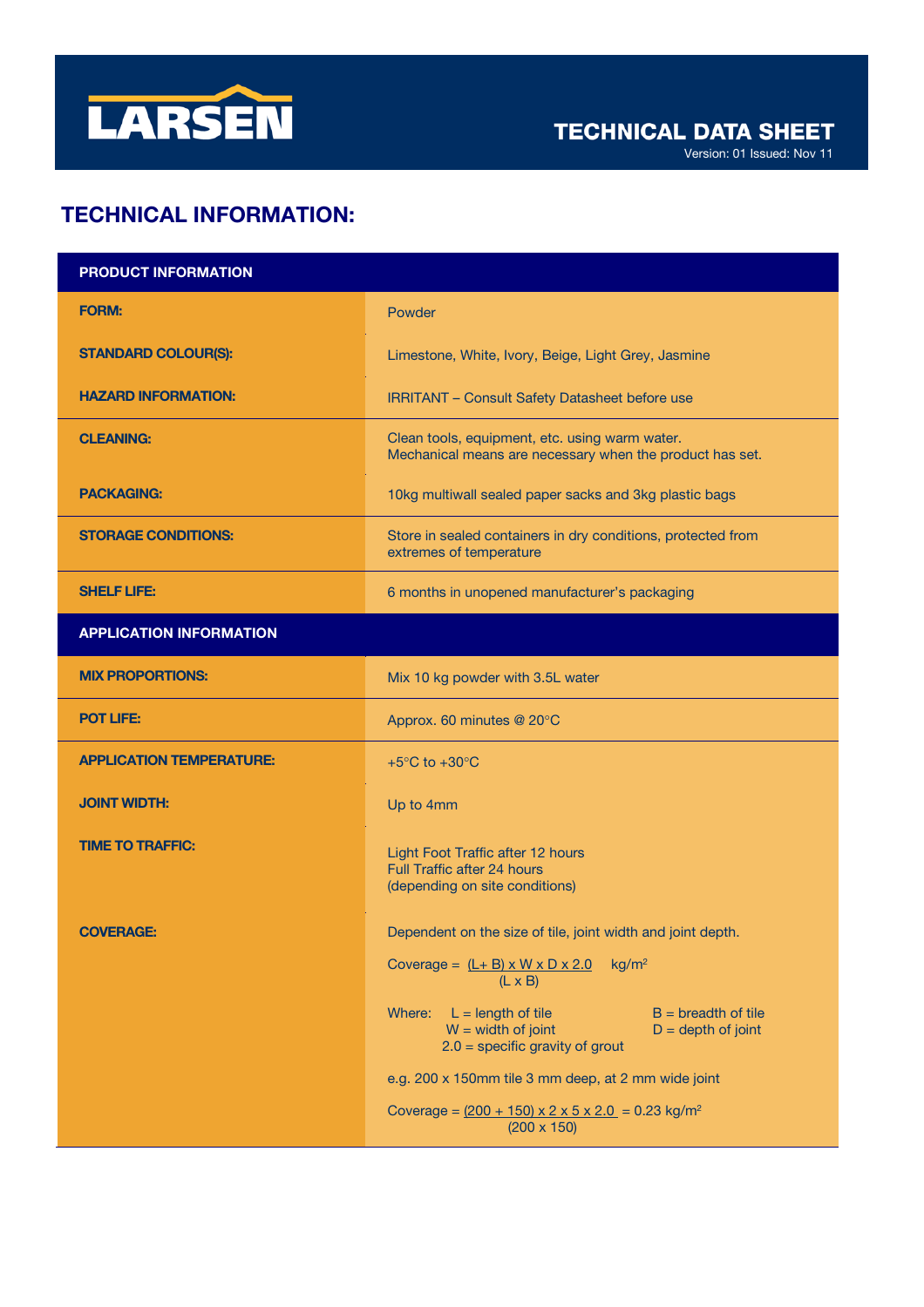## TECHNICAL INFORMATION:

| PRODUCT INFORMATION | |
|---|---|
| **FORM:** | Powder |
| **STANDARD COLOUR(S):** | Limestone, White, Ivory, Beige, Light Grey, Jasmine |
| **HAZARD INFORMATION:** | IRRITANT – Consult Safety Datasheet before use |
| **CLEANING:** | Clean tools, equipment, etc. using warm water. Mechanical means are necessary when the product has set. |
| **PACKAGING:** | 10kg multiwall sealed paper sacks and 3kg plastic bags |
| **STORAGE CONDITIONS:** | Store in sealed containers in dry conditions, protected from extremes of temperature |
| **SHELF LIFE:** | 6 months in unopened manufacturer's packaging |
| **APPLICATION INFORMATION** | |
| **MIX PROPORTIONS:** | Mix 10 kg powder with 3.5L water |
| **POT LIFE:** | Approx. 60 minutes @ 20°C |
| **APPLICATION TEMPERATURE:** | +5°C to +30°C |
| **JOINT WIDTH:** | Up to 4mm |
| **TIME TO TRAFFIC:** | Light Foot Traffic after 12 hours<br>Full Traffic after 24 hours<br>(depending on site conditions) |
| **COVERAGE:** | Dependent on the size of tile, joint width and joint depth.<br><br>Coverage = $\frac{(L + B) \times W \times D \times 2.0}{(L \times B)}$ kg/m²<br><br>Where: L = length of tile, B = breadth of tile, W = width of joint, D = depth of joint, 2.0 = specific gravity of grout<br><br>e.g. 200 x 150mm tile 3 mm deep, at 2 mm wide joint<br><br>Coverage = $\frac{(200 + 150) \times 2 \times 5 \times 2.0}{(200 \times 150)}$ = 0.23 kg/m² |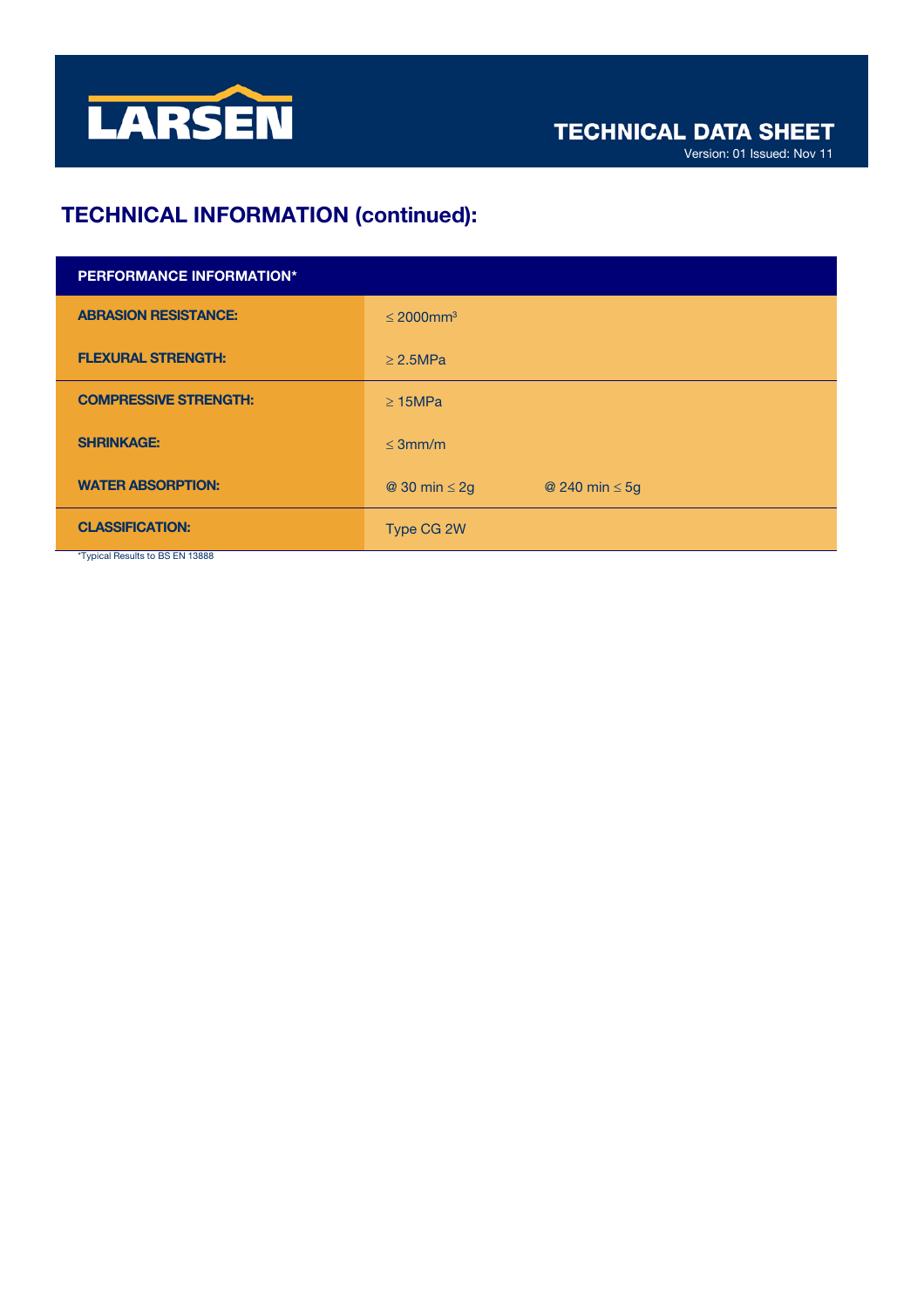## TECHNICAL INFORMATION (continued):

| PERFORMANCE INFORMATION* | | |
|---|---|---|
| **ABRASION RESISTANCE:** | ≤ 2000mm³ | |
| **FLEXURAL STRENGTH:** | ≥ 2.5MPa | |
| **COMPRESSIVE STRENGTH:** | ≥ 15MPa | |
| **SHRINKAGE:** | ≤ 3mm/m | |
| **WATER ABSORPTION:** | @ 30 min ≤ 2g | @ 240 min ≤ 5g |
| **CLASSIFICATION:** | Type CG 2W | |

*Typical Results to BS EN 13888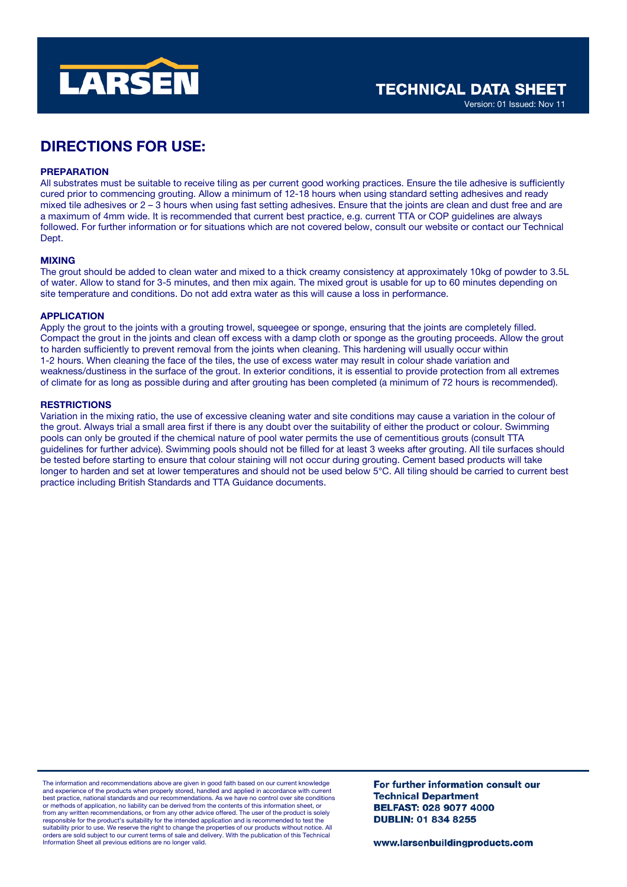# DIRECTIONS FOR USE:

### PREPARATION

All substrates must be suitable to receive tiling as per current good working practices. Ensure the tile adhesive is sufficiently cured prior to commencing grouting. Allow a minimum of 12-18 hours when using standard setting adhesives and ready mixed tile adhesives or 2 – 3 hours when using fast setting adhesives. Ensure that the joints are clean and dust free and are a maximum of 4mm wide. It is recommended that current best practice, e.g. current TTA or COP guidelines are always followed. For further information or for situations which are not covered below, consult our website or contact our Technical Dept.

### MIXING

The grout should be added to clean water and mixed to a thick creamy consistency at approximately 10kg of powder to 3.5L of water. Allow to stand for 3-5 minutes, and then mix again. The mixed grout is usable for up to 60 minutes depending on site temperature and conditions. Do not add extra water as this will cause a loss in performance.

### APPLICATION

Apply the grout to the joints with a grouting trowel, squeegee or sponge, ensuring that the joints are completely filled. Compact the grout in the joints and clean off excess with a damp cloth or sponge as the grouting proceeds. Allow the grout to harden sufficiently to prevent removal from the joints when cleaning. This hardening will usually occur within 1-2 hours. When cleaning the face of the tiles, the use of excess water may result in colour shade variation and weakness/dustiness in the surface of the grout. In exterior conditions, it is essential to provide protection from all extremes of climate for as long as possible during and after grouting has been completed (a minimum of 72 hours is recommended).

### RESTRICTIONS

Variation in the mixing ratio, the use of excessive cleaning water and site conditions may cause a variation in the colour of the grout. Always trial a small area first if there is any doubt over the suitability of either the product or colour. Swimming pools can only be grouted if the chemical nature of pool water permits the use of cementitious grouts (consult TTA guidelines for further advice). Swimming pools should not be filled for at least 3 weeks after grouting. All tile surfaces should be tested before starting to ensure that colour staining will not occur during grouting. Cement based products will take longer to harden and set at lower temperatures and should not be used below 5°C. All tiling should be carried to current best practice including British Standards and TTA Guidance documents.

The information and recommendations above are given in good faith based on our current knowledge and experience of the products when properly stored, handled and applied in accordance with current best practice, national standards and our recommendations. As we have no control over site conditions or methods of application, no liability can be derived from the contents of this information sheet, or from any written recommendations, or from any other advice offered. The user of the product is solely responsible for the product's suitability for the intended application and is recommended to test the suitability prior to use. We reserve the right to change the properties of our products without notice. All orders are sold subject to our current terms of sale and delivery. With the publication of this Technical Information Sheet all previous editions are no longer valid.

**For further information consult our Technical Department**
**BELFAST: 028 9077 4000**
**DUBLIN: 01 834 8255**

**www.larsenbuildingproducts.com**